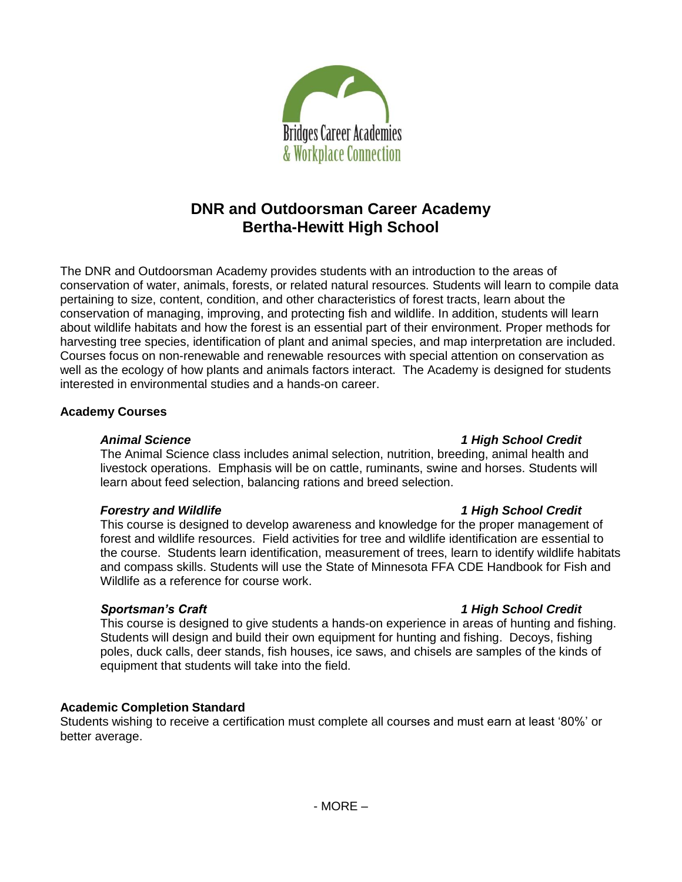Bridges Career Academies
& Workplace Connection

# DNR and Outdoorsman Career Academy
# Bertha-Hewitt High School

The DNR and Outdoorsman Academy provides students with an introduction to the areas of conservation of water, animals, forests, or related natural resources. Students will learn to compile data pertaining to size, content, condition, and other characteristics of forest tracts, learn about the conservation of managing, improving, and protecting fish and wildlife. In addition, students will learn about wildlife habitats and how the forest is an essential part of their environment. Proper methods for harvesting tree species, identification of plant and animal species, and map interpretation are included. Courses focus on non-renewable and renewable resources with special attention on conservation as well as the ecology of how plants and animals factors interact. The Academy is designed for students interested in environmental studies and a hands-on career.

**Academy Courses**

***Animal Science*** — ***1 High School Credit***

The Animal Science class includes animal selection, nutrition, breeding, animal health and livestock operations. Emphasis will be on cattle, ruminants, swine and horses. Students will learn about feed selection, balancing rations and breed selection.

***Forestry and Wildlife*** — ***1 High School Credit***

This course is designed to develop awareness and knowledge for the proper management of forest and wildlife resources. Field activities for tree and wildlife identification are essential to the course. Students learn identification, measurement of trees, learn to identify wildlife habitats and compass skills. Students will use the State of Minnesota FFA CDE Handbook for Fish and Wildlife as a reference for course work.

***Sportsman's Craft*** — ***1 High School Credit***

This course is designed to give students a hands-on experience in areas of hunting and fishing. Students will design and build their own equipment for hunting and fishing. Decoys, fishing poles, duck calls, deer stands, fish houses, ice saws, and chisels are samples of the kinds of equipment that students will take into the field.

**Academic Completion Standard**

Students wishing to receive a certification must complete all courses and must earn at least '80%' or better average.

- MORE –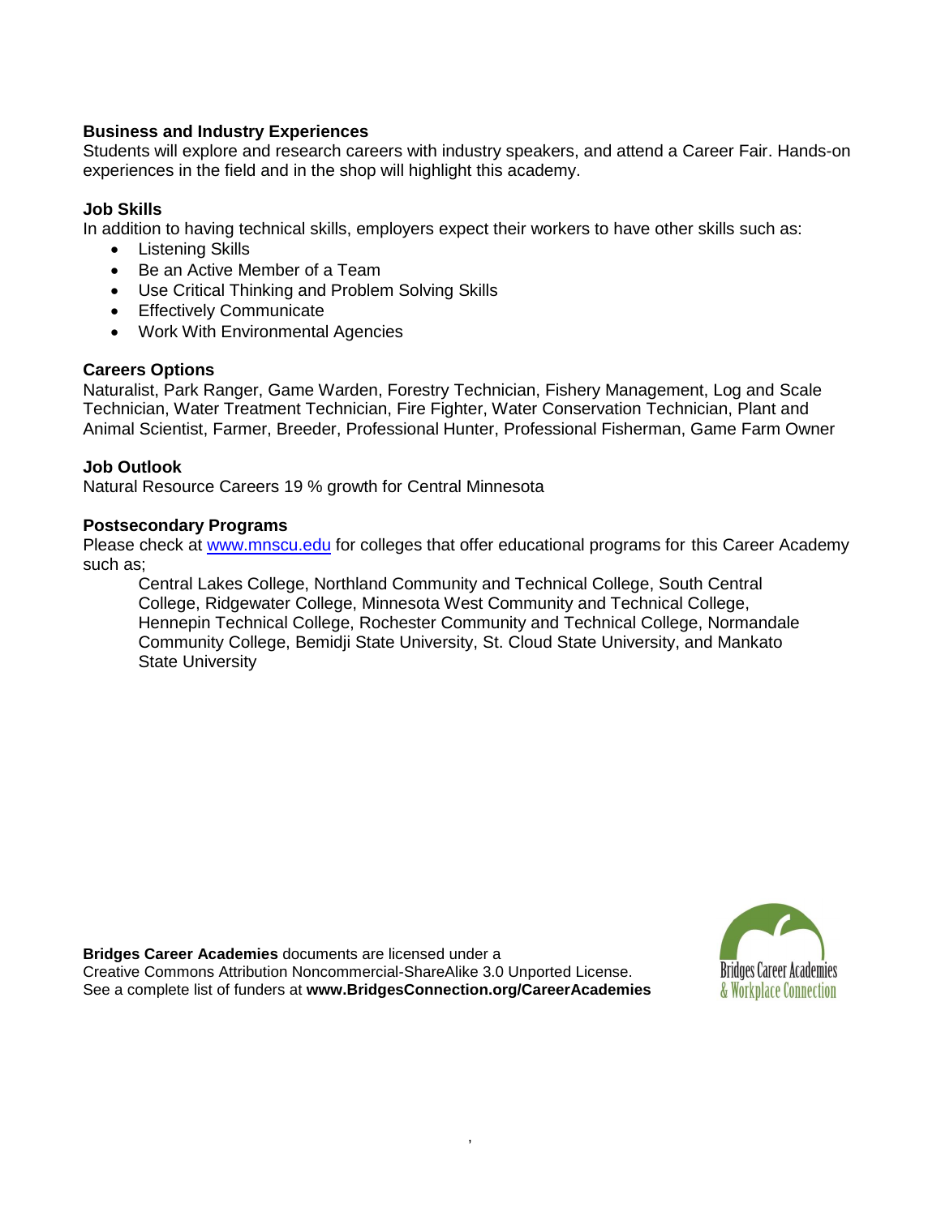**Business and Industry Experiences**

Students will explore and research careers with industry speakers, and attend a Career Fair. Hands-on experiences in the field and in the shop will highlight this academy.

**Job Skills**

In addition to having technical skills, employers expect their workers to have other skills such as:

- Listening Skills
- Be an Active Member of a Team
- Use Critical Thinking and Problem Solving Skills
- Effectively Communicate
- Work With Environmental Agencies

**Careers Options**

Naturalist, Park Ranger, Game Warden, Forestry Technician, Fishery Management, Log and Scale Technician, Water Treatment Technician, Fire Fighter, Water Conservation Technician, Plant and Animal Scientist, Farmer, Breeder, Professional Hunter, Professional Fisherman, Game Farm Owner

**Job Outlook**

Natural Resource Careers 19 % growth for Central Minnesota

**Postsecondary Programs**

Please check at [www.mnscu.edu](http://www.mnscu.edu) for colleges that offer educational programs for this Career Academy such as;

> Central Lakes College, Northland Community and Technical College, South Central College, Ridgewater College, Minnesota West Community and Technical College, Hennepin Technical College, Rochester Community and Technical College, Normandale Community College, Bemidji State University, St. Cloud State University, and Mankato State University

**Bridges Career Academies** documents are licensed under a
Creative Commons Attribution Noncommercial-ShareAlike 3.0 Unported License.
See a complete list of funders at **www.BridgesConnection.org/CareerAcademies**

Bridges Career Academies & Workplace Connection